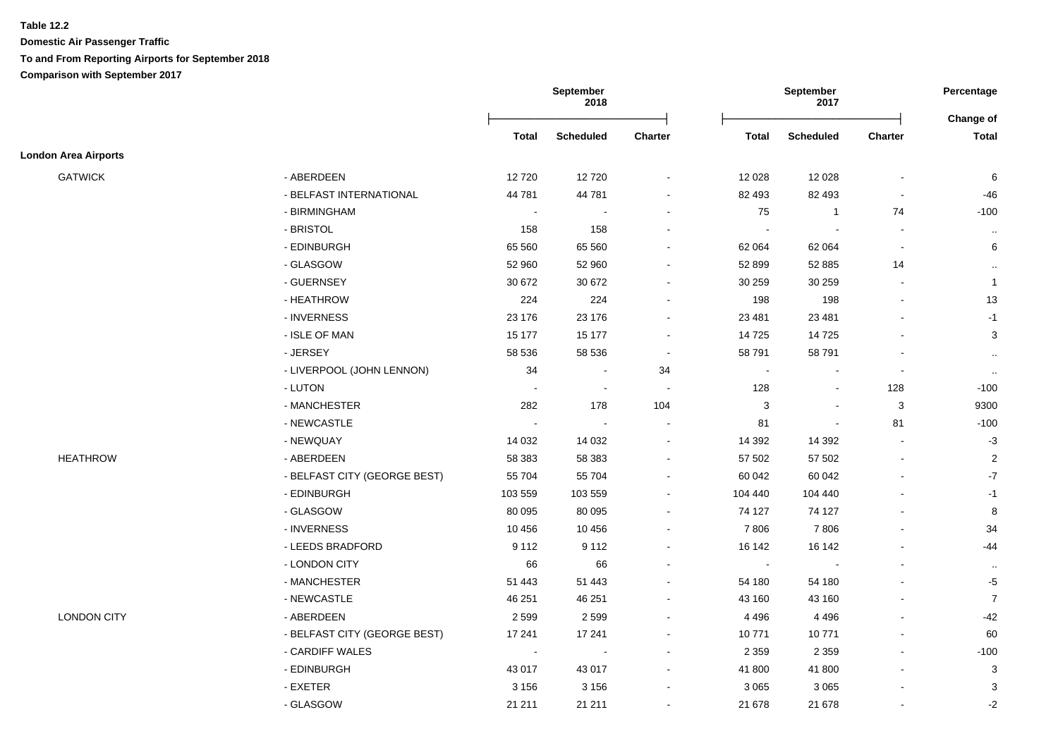**Table 12.2**

**Domestic Air Passenger Traffic**

**To and From Reporting Airports for September 2018**

**Comparison with September 2017**

| | | September 2018 | | | September 2017 | | | Percentage |
|---|---|---|---|---|---|---|---|---|
| | | **Total** | **Scheduled** | **Charter** | **Total** | **Scheduled** | **Charter** | **Change of Total** |
| **London Area Airports** | | | | | | | | |
| GATWICK | - ABERDEEN | 12 720 | 12 720 | - | 12 028 | 12 028 | - | 6 |
| | - BELFAST INTERNATIONAL | 44 781 | 44 781 | - | 82 493 | 82 493 | - | -46 |
| | - BIRMINGHAM | - | - | - | 75 | 1 | 74 | -100 |
| | - BRISTOL | 158 | 158 | - | - | - | - | .. |
| | - EDINBURGH | 65 560 | 65 560 | - | 62 064 | 62 064 | - | 6 |
| | - GLASGOW | 52 960 | 52 960 | - | 52 899 | 52 885 | 14 | .. |
| | - GUERNSEY | 30 672 | 30 672 | - | 30 259 | 30 259 | - | 1 |
| | - HEATHROW | 224 | 224 | - | 198 | 198 | - | 13 |
| | - INVERNESS | 23 176 | 23 176 | - | 23 481 | 23 481 | - | -1 |
| | - ISLE OF MAN | 15 177 | 15 177 | - | 14 725 | 14 725 | - | 3 |
| | - JERSEY | 58 536 | 58 536 | - | 58 791 | 58 791 | - | .. |
| | - LIVERPOOL (JOHN LENNON) | 34 | - | 34 | - | - | - | .. |
| | - LUTON | - | - | - | 128 | - | 128 | -100 |
| | - MANCHESTER | 282 | 178 | 104 | 3 | - | 3 | 9300 |
| | - NEWCASTLE | - | - | - | 81 | - | 81 | -100 |
| | - NEWQUAY | 14 032 | 14 032 | - | 14 392 | 14 392 | - | -3 |
| HEATHROW | - ABERDEEN | 58 383 | 58 383 | - | 57 502 | 57 502 | - | 2 |
| | - BELFAST CITY (GEORGE BEST) | 55 704 | 55 704 | - | 60 042 | 60 042 | - | -7 |
| | - EDINBURGH | 103 559 | 103 559 | - | 104 440 | 104 440 | - | -1 |
| | - GLASGOW | 80 095 | 80 095 | - | 74 127 | 74 127 | - | 8 |
| | - INVERNESS | 10 456 | 10 456 | - | 7 806 | 7 806 | - | 34 |
| | - LEEDS BRADFORD | 9 112 | 9 112 | - | 16 142 | 16 142 | - | -44 |
| | - LONDON CITY | 66 | 66 | - | - | - | - | .. |
| | - MANCHESTER | 51 443 | 51 443 | - | 54 180 | 54 180 | - | -5 |
| | - NEWCASTLE | 46 251 | 46 251 | - | 43 160 | 43 160 | - | 7 |
| LONDON CITY | - ABERDEEN | 2 599 | 2 599 | - | 4 496 | 4 496 | - | -42 |
| | - BELFAST CITY (GEORGE BEST) | 17 241 | 17 241 | - | 10 771 | 10 771 | - | 60 |
| | - CARDIFF WALES | - | - | - | 2 359 | 2 359 | - | -100 |
| | - EDINBURGH | 43 017 | 43 017 | - | 41 800 | 41 800 | - | 3 |
| | - EXETER | 3 156 | 3 156 | - | 3 065 | 3 065 | - | 3 |
| | - GLASGOW | 21 211 | 21 211 | - | 21 678 | 21 678 | - | -2 |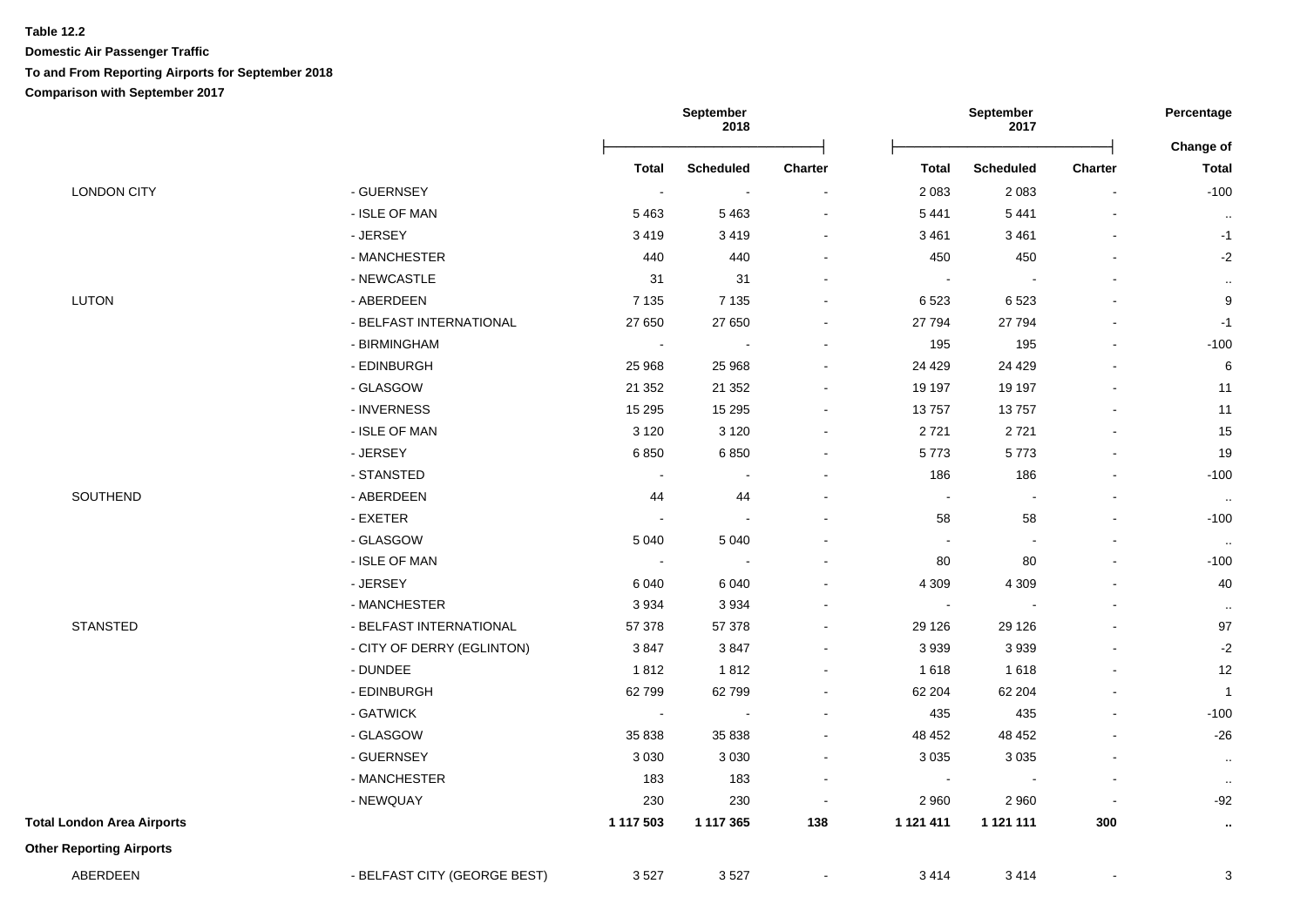**Table 12.2**

**Domestic Air Passenger Traffic**

**To and From Reporting Airports for September 2018**

**Comparison with September 2017**

| | | September 2018 | | | September 2017 | | | Percentage |
|---|---|---|---|---|---|---|---|---|
| | | **Total** | **Scheduled** | **Charter** | **Total** | **Scheduled** | **Charter** | **Change of Total** |
| LONDON CITY | - GUERNSEY | - | - | - | 2 083 | 2 083 | - | -100 |
| | - ISLE OF MAN | 5 463 | 5 463 | - | 5 441 | 5 441 | - | .. |
| | - JERSEY | 3 419 | 3 419 | - | 3 461 | 3 461 | - | -1 |
| | - MANCHESTER | 440 | 440 | - | 450 | 450 | - | -2 |
| | - NEWCASTLE | 31 | 31 | - | - | - | - | .. |
| LUTON | - ABERDEEN | 7 135 | 7 135 | - | 6 523 | 6 523 | - | 9 |
| | - BELFAST INTERNATIONAL | 27 650 | 27 650 | - | 27 794 | 27 794 | - | -1 |
| | - BIRMINGHAM | - | - | - | 195 | 195 | - | -100 |
| | - EDINBURGH | 25 968 | 25 968 | - | 24 429 | 24 429 | - | 6 |
| | - GLASGOW | 21 352 | 21 352 | - | 19 197 | 19 197 | - | 11 |
| | - INVERNESS | 15 295 | 15 295 | - | 13 757 | 13 757 | - | 11 |
| | - ISLE OF MAN | 3 120 | 3 120 | - | 2 721 | 2 721 | - | 15 |
| | - JERSEY | 6 850 | 6 850 | - | 5 773 | 5 773 | - | 19 |
| | - STANSTED | - | - | - | 186 | 186 | - | -100 |
| SOUTHEND | - ABERDEEN | 44 | 44 | - | - | - | - | .. |
| | - EXETER | - | - | - | 58 | 58 | - | -100 |
| | - GLASGOW | 5 040 | 5 040 | - | - | - | - | .. |
| | - ISLE OF MAN | - | - | - | 80 | 80 | - | -100 |
| | - JERSEY | 6 040 | 6 040 | - | 4 309 | 4 309 | - | 40 |
| | - MANCHESTER | 3 934 | 3 934 | - | - | - | - | .. |
| STANSTED | - BELFAST INTERNATIONAL | 57 378 | 57 378 | - | 29 126 | 29 126 | - | 97 |
| | - CITY OF DERRY (EGLINTON) | 3 847 | 3 847 | - | 3 939 | 3 939 | - | -2 |
| | - DUNDEE | 1 812 | 1 812 | - | 1 618 | 1 618 | - | 12 |
| | - EDINBURGH | 62 799 | 62 799 | - | 62 204 | 62 204 | - | 1 |
| | - GATWICK | - | - | - | 435 | 435 | - | -100 |
| | - GLASGOW | 35 838 | 35 838 | - | 48 452 | 48 452 | - | -26 |
| | - GUERNSEY | 3 030 | 3 030 | - | 3 035 | 3 035 | - | .. |
| | - MANCHESTER | 183 | 183 | - | - | - | - | .. |
| | - NEWQUAY | 230 | 230 | - | 2 960 | 2 960 | - | -92 |
| **Total London Area Airports** | | **1 117 503** | **1 117 365** | **138** | **1 121 411** | **1 121 111** | **300** | **..** |
| **Other Reporting Airports** | | | | | | | | |
| ABERDEEN | - BELFAST CITY (GEORGE BEST) | 3 527 | 3 527 | - | 3 414 | 3 414 | - | 3 |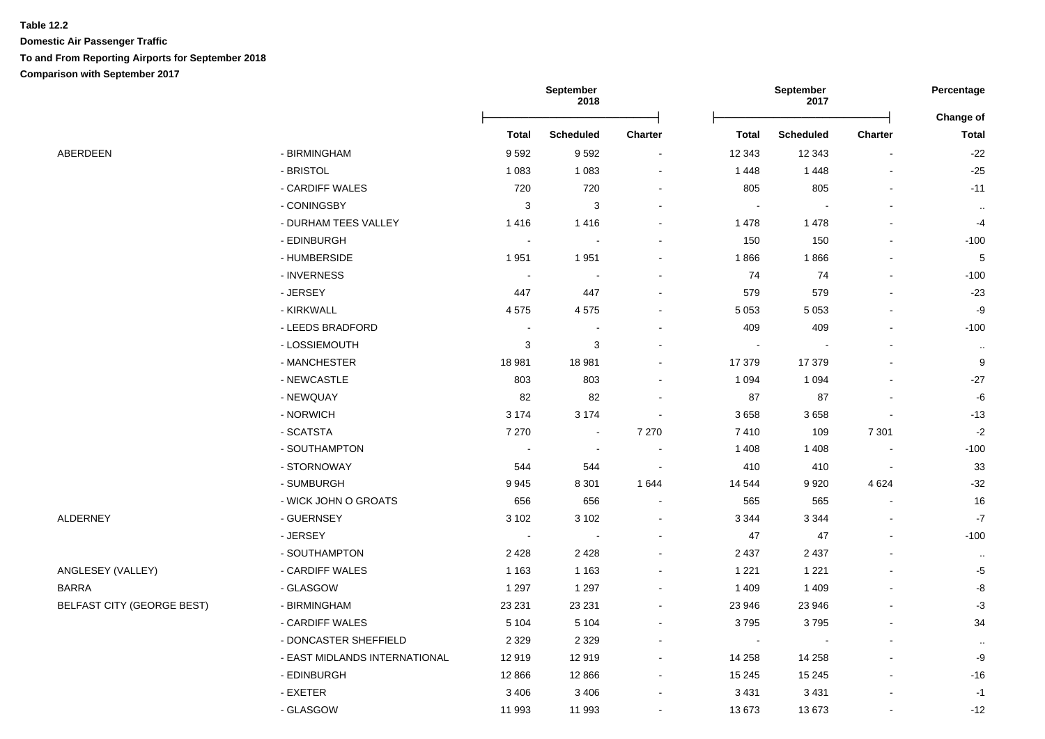**Table 12.2**

**Domestic Air Passenger Traffic**

**To and From Reporting Airports for September 2018**

**Comparison with September 2017**

| | | September 2018 | | | September 2017 | | | Percentage |
|---|---|---|---|---|---|---|---|---|
| | | **Total** | **Scheduled** | **Charter** | **Total** | **Scheduled** | **Charter** | **Change of Total** |
| ABERDEEN | - BIRMINGHAM | 9 592 | 9 592 | - | 12 343 | 12 343 | - | -22 |
| | - BRISTOL | 1 083 | 1 083 | - | 1 448 | 1 448 | - | -25 |
| | - CARDIFF WALES | 720 | 720 | - | 805 | 805 | - | -11 |
| | - CONINGSBY | 3 | 3 | - | - | - | - | .. |
| | - DURHAM TEES VALLEY | 1 416 | 1 416 | - | 1 478 | 1 478 | - | -4 |
| | - EDINBURGH | - | - | - | 150 | 150 | - | -100 |
| | - HUMBERSIDE | 1 951 | 1 951 | - | 1 866 | 1 866 | - | 5 |
| | - INVERNESS | - | - | - | 74 | 74 | - | -100 |
| | - JERSEY | 447 | 447 | - | 579 | 579 | - | -23 |
| | - KIRKWALL | 4 575 | 4 575 | - | 5 053 | 5 053 | - | -9 |
| | - LEEDS BRADFORD | - | - | - | 409 | 409 | - | -100 |
| | - LOSSIEMOUTH | 3 | 3 | - | - | - | - | .. |
| | - MANCHESTER | 18 981 | 18 981 | - | 17 379 | 17 379 | - | 9 |
| | - NEWCASTLE | 803 | 803 | - | 1 094 | 1 094 | - | -27 |
| | - NEWQUAY | 82 | 82 | - | 87 | 87 | - | -6 |
| | - NORWICH | 3 174 | 3 174 | - | 3 658 | 3 658 | - | -13 |
| | - SCATSTA | 7 270 | - | 7 270 | 7 410 | 109 | 7 301 | -2 |
| | - SOUTHAMPTON | - | - | - | 1 408 | 1 408 | - | -100 |
| | - STORNOWAY | 544 | 544 | - | 410 | 410 | - | 33 |
| | - SUMBURGH | 9 945 | 8 301 | 1 644 | 14 544 | 9 920 | 4 624 | -32 |
| | - WICK JOHN O GROATS | 656 | 656 | - | 565 | 565 | - | 16 |
| ALDERNEY | - GUERNSEY | 3 102 | 3 102 | - | 3 344 | 3 344 | - | -7 |
| | - JERSEY | - | - | - | 47 | 47 | - | -100 |
| | - SOUTHAMPTON | 2 428 | 2 428 | - | 2 437 | 2 437 | - | .. |
| ANGLESEY (VALLEY) | - CARDIFF WALES | 1 163 | 1 163 | - | 1 221 | 1 221 | - | -5 |
| BARRA | - GLASGOW | 1 297 | 1 297 | - | 1 409 | 1 409 | - | -8 |
| BELFAST CITY (GEORGE BEST) | - BIRMINGHAM | 23 231 | 23 231 | - | 23 946 | 23 946 | - | -3 |
| | - CARDIFF WALES | 5 104 | 5 104 | - | 3 795 | 3 795 | - | 34 |
| | - DONCASTER SHEFFIELD | 2 329 | 2 329 | - | - | - | - | .. |
| | - EAST MIDLANDS INTERNATIONAL | 12 919 | 12 919 | - | 14 258 | 14 258 | - | -9 |
| | - EDINBURGH | 12 866 | 12 866 | - | 15 245 | 15 245 | - | -16 |
| | - EXETER | 3 406 | 3 406 | - | 3 431 | 3 431 | - | -1 |
| | - GLASGOW | 11 993 | 11 993 | - | 13 673 | 13 673 | - | -12 |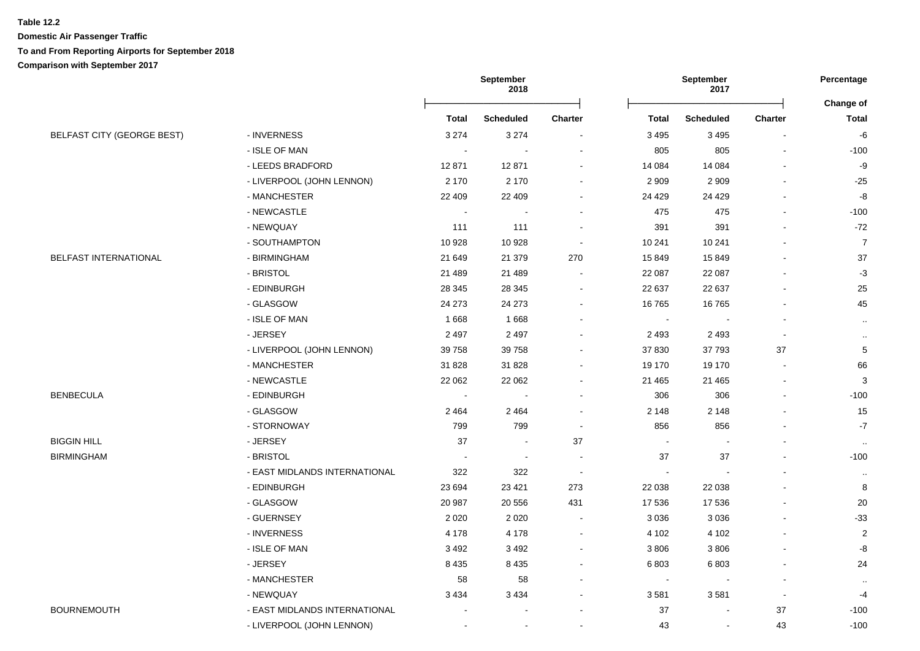**Table 12.2**

**Domestic Air Passenger Traffic**

**To and From Reporting Airports for September 2018**

**Comparison with September 2017**

| | | September 2018 | | | September 2017 | | | Percentage |
|---|---|---|---|---|---|---|---|---|
| | | Total | Scheduled | Charter | Total | Scheduled | Charter | Change of Total |
| BELFAST CITY (GEORGE BEST) | - INVERNESS | 3 274 | 3 274 | - | 3 495 | 3 495 | - | -6 |
| | - ISLE OF MAN | - | - | - | 805 | 805 | - | -100 |
| | - LEEDS BRADFORD | 12 871 | 12 871 | - | 14 084 | 14 084 | - | -9 |
| | - LIVERPOOL (JOHN LENNON) | 2 170 | 2 170 | - | 2 909 | 2 909 | - | -25 |
| | - MANCHESTER | 22 409 | 22 409 | - | 24 429 | 24 429 | - | -8 |
| | - NEWCASTLE | - | - | - | 475 | 475 | - | -100 |
| | - NEWQUAY | 111 | 111 | - | 391 | 391 | - | -72 |
| | - SOUTHAMPTON | 10 928 | 10 928 | - | 10 241 | 10 241 | - | 7 |
| BELFAST INTERNATIONAL | - BIRMINGHAM | 21 649 | 21 379 | 270 | 15 849 | 15 849 | - | 37 |
| | - BRISTOL | 21 489 | 21 489 | - | 22 087 | 22 087 | - | -3 |
| | - EDINBURGH | 28 345 | 28 345 | - | 22 637 | 22 637 | - | 25 |
| | - GLASGOW | 24 273 | 24 273 | - | 16 765 | 16 765 | - | 45 |
| | - ISLE OF MAN | 1 668 | 1 668 | - | - | - | - | .. |
| | - JERSEY | 2 497 | 2 497 | - | 2 493 | 2 493 | - | .. |
| | - LIVERPOOL (JOHN LENNON) | 39 758 | 39 758 | - | 37 830 | 37 793 | 37 | 5 |
| | - MANCHESTER | 31 828 | 31 828 | - | 19 170 | 19 170 | - | 66 |
| | - NEWCASTLE | 22 062 | 22 062 | - | 21 465 | 21 465 | - | 3 |
| BENBECULA | - EDINBURGH | - | - | - | 306 | 306 | - | -100 |
| | - GLASGOW | 2 464 | 2 464 | - | 2 148 | 2 148 | - | 15 |
| | - STORNOWAY | 799 | 799 | - | 856 | 856 | - | -7 |
| BIGGIN HILL | - JERSEY | 37 | - | 37 | - | - | - | .. |
| BIRMINGHAM | - BRISTOL | - | - | - | 37 | 37 | - | -100 |
| | - EAST MIDLANDS INTERNATIONAL | 322 | 322 | - | - | - | - | .. |
| | - EDINBURGH | 23 694 | 23 421 | 273 | 22 038 | 22 038 | - | 8 |
| | - GLASGOW | 20 987 | 20 556 | 431 | 17 536 | 17 536 | - | 20 |
| | - GUERNSEY | 2 020 | 2 020 | - | 3 036 | 3 036 | - | -33 |
| | - INVERNESS | 4 178 | 4 178 | - | 4 102 | 4 102 | - | 2 |
| | - ISLE OF MAN | 3 492 | 3 492 | - | 3 806 | 3 806 | - | -8 |
| | - JERSEY | 8 435 | 8 435 | - | 6 803 | 6 803 | - | 24 |
| | - MANCHESTER | 58 | 58 | - | - | - | - | .. |
| | - NEWQUAY | 3 434 | 3 434 | - | 3 581 | 3 581 | - | -4 |
| BOURNEMOUTH | - EAST MIDLANDS INTERNATIONAL | - | - | - | 37 | - | 37 | -100 |
| | - LIVERPOOL (JOHN LENNON) | - | - | - | 43 | - | 43 | -100 |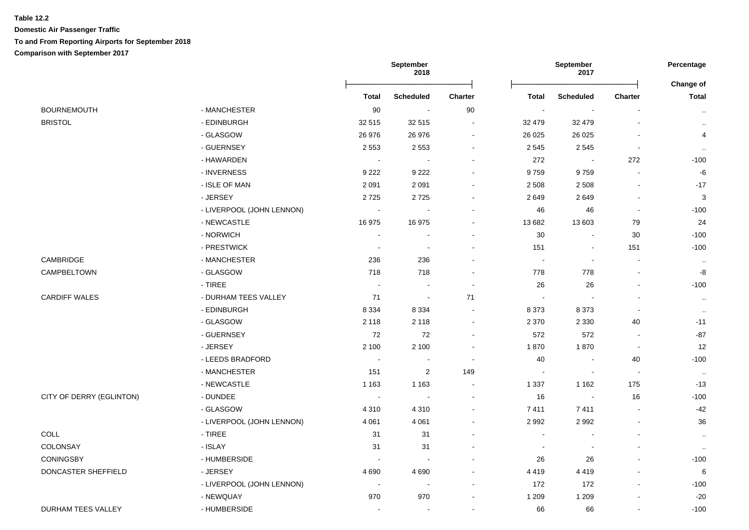**Table 12.2**

**Domestic Air Passenger Traffic**

**To and From Reporting Airports for September 2018**

**Comparison with September 2017**

| | | September 2018 | | | September 2017 | | | Percentage |
|---|---|---|---|---|---|---|---|---|
| | | Total | Scheduled | Charter | Total | Scheduled | Charter | Change of Total |
| BOURNEMOUTH | - MANCHESTER | 90 | - | 90 | - | - | - | .. |
| BRISTOL | - EDINBURGH | 32 515 | 32 515 | - | 32 479 | 32 479 | - | .. |
| | - GLASGOW | 26 976 | 26 976 | - | 26 025 | 26 025 | - | 4 |
| | - GUERNSEY | 2 553 | 2 553 | - | 2 545 | 2 545 | - | .. |
| | - HAWARDEN | - | - | - | 272 | - | 272 | -100 |
| | - INVERNESS | 9 222 | 9 222 | - | 9 759 | 9 759 | - | -6 |
| | - ISLE OF MAN | 2 091 | 2 091 | - | 2 508 | 2 508 | - | -17 |
| | - JERSEY | 2 725 | 2 725 | - | 2 649 | 2 649 | - | 3 |
| | - LIVERPOOL (JOHN LENNON) | - | - | - | 46 | 46 | - | -100 |
| | - NEWCASTLE | 16 975 | 16 975 | - | 13 682 | 13 603 | 79 | 24 |
| | - NORWICH | - | - | - | 30 | - | 30 | -100 |
| | - PRESTWICK | - | - | - | 151 | - | 151 | -100 |
| CAMBRIDGE | - MANCHESTER | 236 | 236 | - | - | - | - | .. |
| CAMPBELTOWN | - GLASGOW | 718 | 718 | - | 778 | 778 | - | -8 |
| | - TIREE | - | - | - | 26 | 26 | - | -100 |
| CARDIFF WALES | - DURHAM TEES VALLEY | 71 | - | 71 | - | - | - | .. |
| | - EDINBURGH | 8 334 | 8 334 | - | 8 373 | 8 373 | - | .. |
| | - GLASGOW | 2 118 | 2 118 | - | 2 370 | 2 330 | 40 | -11 |
| | - GUERNSEY | 72 | 72 | - | 572 | 572 | - | -87 |
| | - JERSEY | 2 100 | 2 100 | - | 1 870 | 1 870 | - | 12 |
| | - LEEDS BRADFORD | - | - | - | 40 | - | 40 | -100 |
| | - MANCHESTER | 151 | 2 | 149 | - | - | - | .. |
| | - NEWCASTLE | 1 163 | 1 163 | - | 1 337 | 1 162 | 175 | -13 |
| CITY OF DERRY (EGLINTON) | - DUNDEE | - | - | - | 16 | - | 16 | -100 |
| | - GLASGOW | 4 310 | 4 310 | - | 7 411 | 7 411 | - | -42 |
| | - LIVERPOOL (JOHN LENNON) | 4 061 | 4 061 | - | 2 992 | 2 992 | - | 36 |
| COLL | - TIREE | 31 | 31 | - | - | - | - | .. |
| COLONSAY | - ISLAY | 31 | 31 | - | - | - | - | .. |
| CONINGSBY | - HUMBERSIDE | - | - | - | 26 | 26 | - | -100 |
| DONCASTER SHEFFIELD | - JERSEY | 4 690 | 4 690 | - | 4 419 | 4 419 | - | 6 |
| | - LIVERPOOL (JOHN LENNON) | - | - | - | 172 | 172 | - | -100 |
| | - NEWQUAY | 970 | 970 | - | 1 209 | 1 209 | - | -20 |
| DURHAM TEES VALLEY | - HUMBERSIDE | - | - | - | 66 | 66 | - | -100 |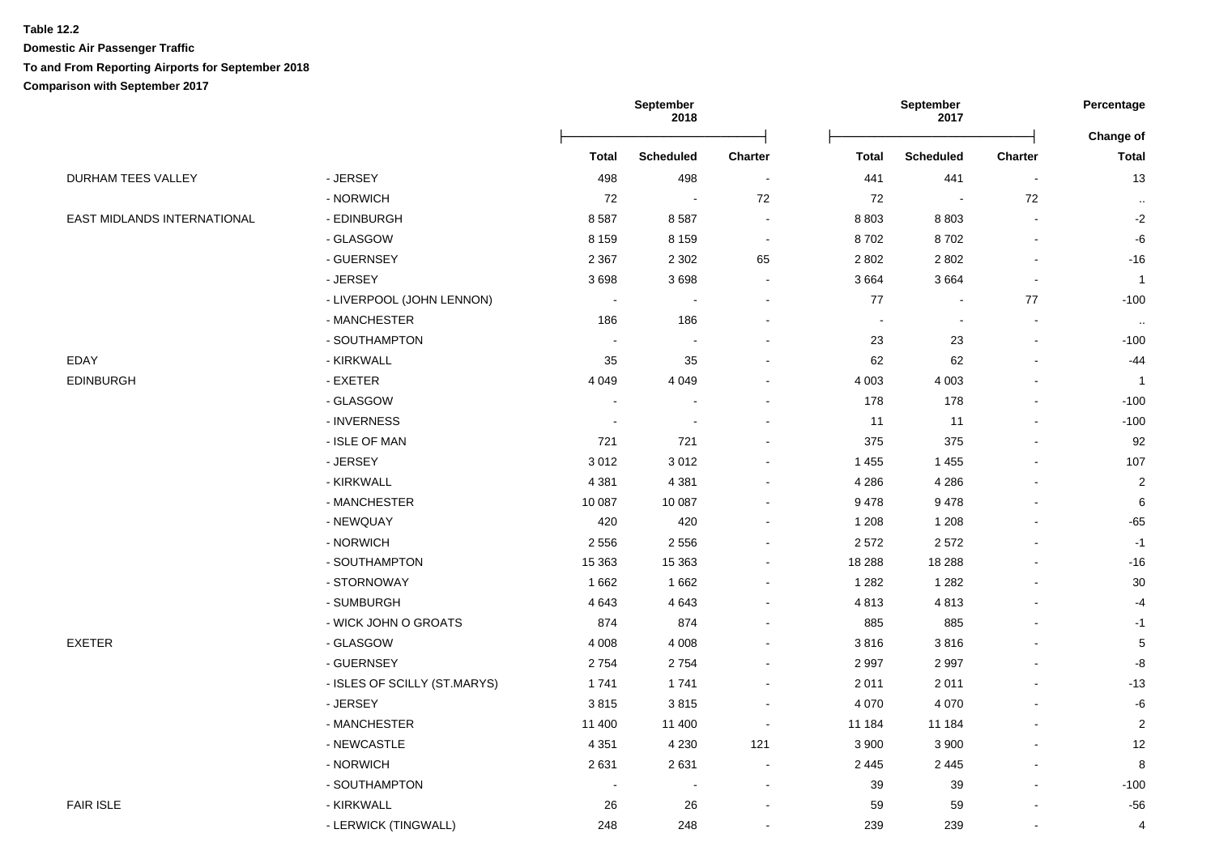**Table 12.2**

**Domestic Air Passenger Traffic**

**To and From Reporting Airports for September 2018**

**Comparison with September 2017**

| | | September 2018 | | | September 2017 | | | Percentage |
|---|---|---|---|---|---|---|---|---|
| | | | | | | | | Change of |
| | | Total | Scheduled | Charter | Total | Scheduled | Charter | Total |
| DURHAM TEES VALLEY | - JERSEY | 498 | 498 | - | 441 | 441 | - | 13 |
| | - NORWICH | 72 | - | 72 | 72 | - | 72 | .. |
| EAST MIDLANDS INTERNATIONAL | - EDINBURGH | 8 587 | 8 587 | - | 8 803 | 8 803 | - | -2 |
| | - GLASGOW | 8 159 | 8 159 | - | 8 702 | 8 702 | - | -6 |
| | - GUERNSEY | 2 367 | 2 302 | 65 | 2 802 | 2 802 | - | -16 |
| | - JERSEY | 3 698 | 3 698 | - | 3 664 | 3 664 | - | 1 |
| | - LIVERPOOL (JOHN LENNON) | - | - | - | 77 | - | 77 | -100 |
| | - MANCHESTER | 186 | 186 | - | - | - | - | .. |
| | - SOUTHAMPTON | - | - | - | 23 | 23 | - | -100 |
| EDAY | - KIRKWALL | 35 | 35 | - | 62 | 62 | - | -44 |
| EDINBURGH | - EXETER | 4 049 | 4 049 | - | 4 003 | 4 003 | - | 1 |
| | - GLASGOW | - | - | - | 178 | 178 | - | -100 |
| | - INVERNESS | - | - | - | 11 | 11 | - | -100 |
| | - ISLE OF MAN | 721 | 721 | - | 375 | 375 | - | 92 |
| | - JERSEY | 3 012 | 3 012 | - | 1 455 | 1 455 | - | 107 |
| | - KIRKWALL | 4 381 | 4 381 | - | 4 286 | 4 286 | - | 2 |
| | - MANCHESTER | 10 087 | 10 087 | - | 9 478 | 9 478 | - | 6 |
| | - NEWQUAY | 420 | 420 | - | 1 208 | 1 208 | - | -65 |
| | - NORWICH | 2 556 | 2 556 | - | 2 572 | 2 572 | - | -1 |
| | - SOUTHAMPTON | 15 363 | 15 363 | - | 18 288 | 18 288 | - | -16 |
| | - STORNOWAY | 1 662 | 1 662 | - | 1 282 | 1 282 | - | 30 |
| | - SUMBURGH | 4 643 | 4 643 | - | 4 813 | 4 813 | - | -4 |
| | - WICK JOHN O GROATS | 874 | 874 | - | 885 | 885 | - | -1 |
| EXETER | - GLASGOW | 4 008 | 4 008 | - | 3 816 | 3 816 | - | 5 |
| | - GUERNSEY | 2 754 | 2 754 | - | 2 997 | 2 997 | - | -8 |
| | - ISLES OF SCILLY (ST.MARYS) | 1 741 | 1 741 | - | 2 011 | 2 011 | - | -13 |
| | - JERSEY | 3 815 | 3 815 | - | 4 070 | 4 070 | - | -6 |
| | - MANCHESTER | 11 400 | 11 400 | - | 11 184 | 11 184 | - | 2 |
| | - NEWCASTLE | 4 351 | 4 230 | 121 | 3 900 | 3 900 | - | 12 |
| | - NORWICH | 2 631 | 2 631 | - | 2 445 | 2 445 | - | 8 |
| | - SOUTHAMPTON | - | - | - | 39 | 39 | - | -100 |
| FAIR ISLE | - KIRKWALL | 26 | 26 | - | 59 | 59 | - | -56 |
| | - LERWICK (TINGWALL) | 248 | 248 | - | 239 | 239 | - | 4 |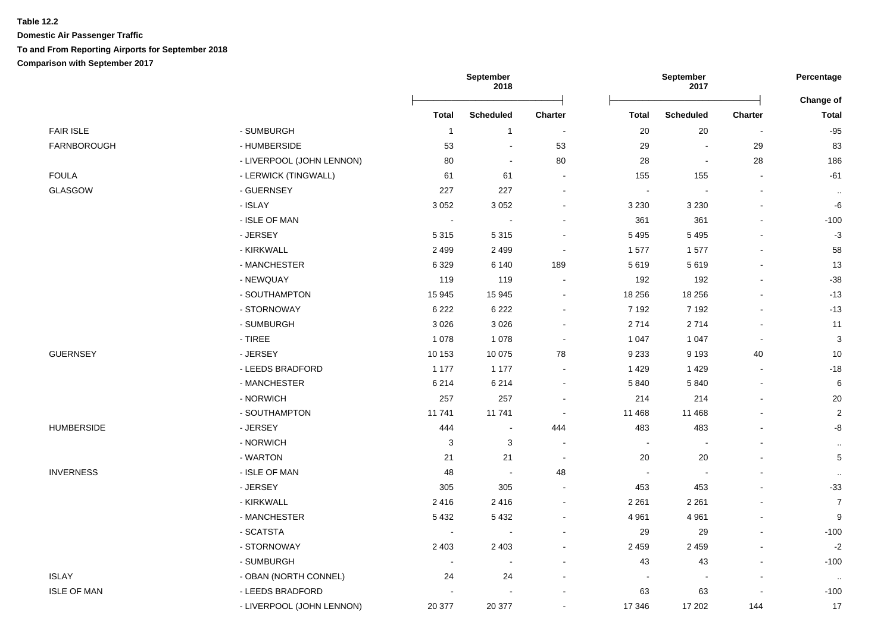**Table 12.2**

**Domestic Air Passenger Traffic**

**To and From Reporting Airports for September 2018**

**Comparison with September 2017**

| | | September 2018 | | | September 2017 | | | Percentage |
|---|---|---|---|---|---|---|---|---|
| | | **Total** | **Scheduled** | **Charter** | **Total** | **Scheduled** | **Charter** | **Change of Total** |
| FAIR ISLE | - SUMBURGH | 1 | 1 | - | 20 | 20 | - | -95 |
| FARNBOROUGH | - HUMBERSIDE | 53 | - | 53 | 29 | - | 29 | 83 |
| | - LIVERPOOL (JOHN LENNON) | 80 | - | 80 | 28 | - | 28 | 186 |
| FOULA | - LERWICK (TINGWALL) | 61 | 61 | - | 155 | 155 | - | -61 |
| GLASGOW | - GUERNSEY | 227 | 227 | - | - | - | - | .. |
| | - ISLAY | 3 052 | 3 052 | - | 3 230 | 3 230 | - | -6 |
| | - ISLE OF MAN | - | - | - | 361 | 361 | - | -100 |
| | - JERSEY | 5 315 | 5 315 | - | 5 495 | 5 495 | - | -3 |
| | - KIRKWALL | 2 499 | 2 499 | - | 1 577 | 1 577 | - | 58 |
| | - MANCHESTER | 6 329 | 6 140 | 189 | 5 619 | 5 619 | - | 13 |
| | - NEWQUAY | 119 | 119 | - | 192 | 192 | - | -38 |
| | - SOUTHAMPTON | 15 945 | 15 945 | - | 18 256 | 18 256 | - | -13 |
| | - STORNOWAY | 6 222 | 6 222 | - | 7 192 | 7 192 | - | -13 |
| | - SUMBURGH | 3 026 | 3 026 | - | 2 714 | 2 714 | - | 11 |
| | - TIREE | 1 078 | 1 078 | - | 1 047 | 1 047 | - | 3 |
| GUERNSEY | - JERSEY | 10 153 | 10 075 | 78 | 9 233 | 9 193 | 40 | 10 |
| | - LEEDS BRADFORD | 1 177 | 1 177 | - | 1 429 | 1 429 | - | -18 |
| | - MANCHESTER | 6 214 | 6 214 | - | 5 840 | 5 840 | - | 6 |
| | - NORWICH | 257 | 257 | - | 214 | 214 | - | 20 |
| | - SOUTHAMPTON | 11 741 | 11 741 | - | 11 468 | 11 468 | - | 2 |
| HUMBERSIDE | - JERSEY | 444 | - | 444 | 483 | 483 | - | -8 |
| | - NORWICH | 3 | 3 | - | - | - | - | .. |
| | - WARTON | 21 | 21 | - | 20 | 20 | - | 5 |
| INVERNESS | - ISLE OF MAN | 48 | - | 48 | - | - | - | .. |
| | - JERSEY | 305 | 305 | - | 453 | 453 | - | -33 |
| | - KIRKWALL | 2 416 | 2 416 | - | 2 261 | 2 261 | - | 7 |
| | - MANCHESTER | 5 432 | 5 432 | - | 4 961 | 4 961 | - | 9 |
| | - SCATSTA | - | - | - | 29 | 29 | - | -100 |
| | - STORNOWAY | 2 403 | 2 403 | - | 2 459 | 2 459 | - | -2 |
| | - SUMBURGH | - | - | - | 43 | 43 | - | -100 |
| ISLAY | - OBAN (NORTH CONNEL) | 24 | 24 | - | - | - | - | .. |
| ISLE OF MAN | - LEEDS BRADFORD | - | - | - | 63 | 63 | - | -100 |
| | - LIVERPOOL (JOHN LENNON) | 20 377 | 20 377 | - | 17 346 | 17 202 | 144 | 17 |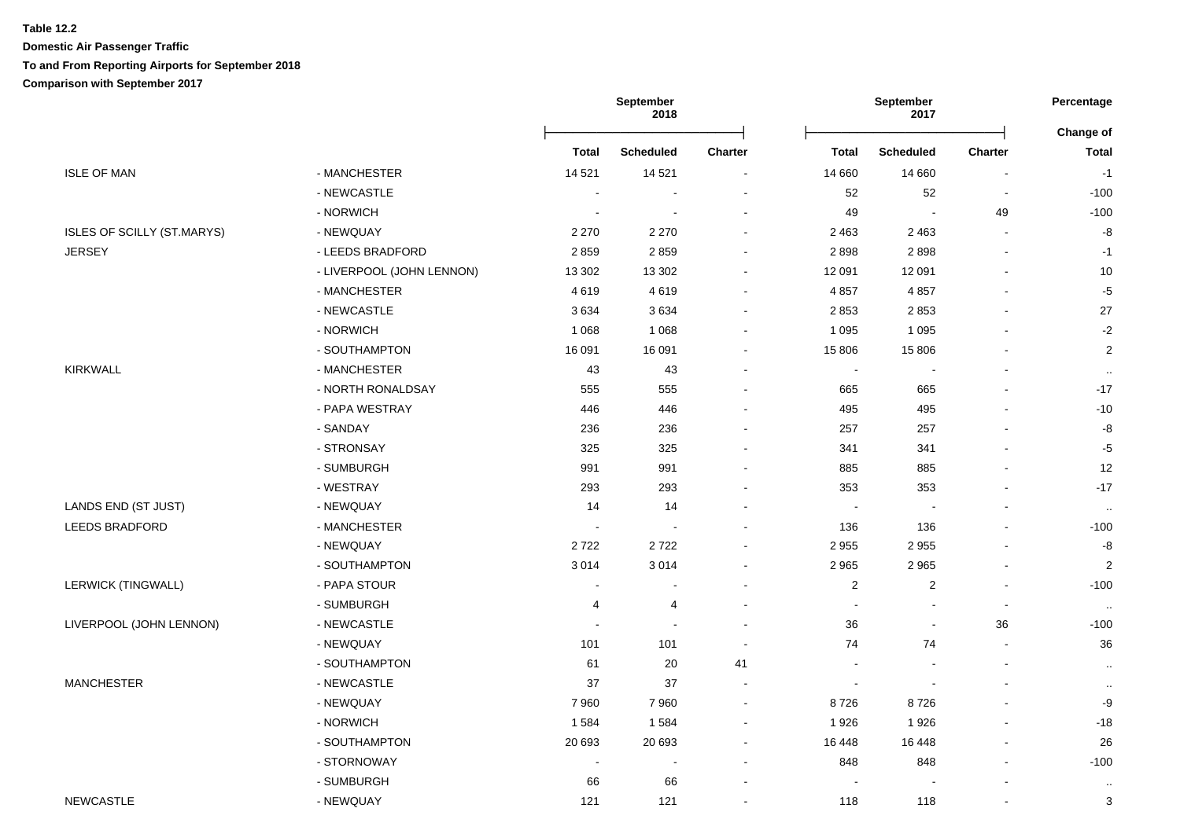**Table 12.2**

**Domestic Air Passenger Traffic**

**To and From Reporting Airports for September 2018**

**Comparison with September 2017**

| | | September 2018 | | | September 2017 | | | Percentage |
|---|---|---|---|---|---|---|---|---|
| | | **Total** | **Scheduled** | **Charter** | **Total** | **Scheduled** | **Charter** | **Change of Total** |
| ISLE OF MAN | - MANCHESTER | 14 521 | 14 521 | - | 14 660 | 14 660 | - | -1 |
| | - NEWCASTLE | - | - | - | 52 | 52 | - | -100 |
| | - NORWICH | - | - | - | 49 | - | 49 | -100 |
| ISLES OF SCILLY (ST.MARYS) | - NEWQUAY | 2 270 | 2 270 | - | 2 463 | 2 463 | - | -8 |
| JERSEY | - LEEDS BRADFORD | 2 859 | 2 859 | - | 2 898 | 2 898 | - | -1 |
| | - LIVERPOOL (JOHN LENNON) | 13 302 | 13 302 | - | 12 091 | 12 091 | - | 10 |
| | - MANCHESTER | 4 619 | 4 619 | - | 4 857 | 4 857 | - | -5 |
| | - NEWCASTLE | 3 634 | 3 634 | - | 2 853 | 2 853 | - | 27 |
| | - NORWICH | 1 068 | 1 068 | - | 1 095 | 1 095 | - | -2 |
| | - SOUTHAMPTON | 16 091 | 16 091 | - | 15 806 | 15 806 | - | 2 |
| KIRKWALL | - MANCHESTER | 43 | 43 | - | - | - | - | .. |
| | - NORTH RONALDSAY | 555 | 555 | - | 665 | 665 | - | -17 |
| | - PAPA WESTRAY | 446 | 446 | - | 495 | 495 | - | -10 |
| | - SANDAY | 236 | 236 | - | 257 | 257 | - | -8 |
| | - STRONSAY | 325 | 325 | - | 341 | 341 | - | -5 |
| | - SUMBURGH | 991 | 991 | - | 885 | 885 | - | 12 |
| | - WESTRAY | 293 | 293 | - | 353 | 353 | - | -17 |
| LANDS END (ST JUST) | - NEWQUAY | 14 | 14 | - | - | - | - | .. |
| LEEDS BRADFORD | - MANCHESTER | - | - | - | 136 | 136 | - | -100 |
| | - NEWQUAY | 2 722 | 2 722 | - | 2 955 | 2 955 | - | -8 |
| | - SOUTHAMPTON | 3 014 | 3 014 | - | 2 965 | 2 965 | - | 2 |
| LERWICK (TINGWALL) | - PAPA STOUR | - | - | - | 2 | 2 | - | -100 |
| | - SUMBURGH | 4 | 4 | - | - | - | - | .. |
| LIVERPOOL (JOHN LENNON) | - NEWCASTLE | - | - | - | 36 | - | 36 | -100 |
| | - NEWQUAY | 101 | 101 | - | 74 | 74 | - | 36 |
| | - SOUTHAMPTON | 61 | 20 | 41 | - | - | - | .. |
| MANCHESTER | - NEWCASTLE | 37 | 37 | - | - | - | - | .. |
| | - NEWQUAY | 7 960 | 7 960 | - | 8 726 | 8 726 | - | -9 |
| | - NORWICH | 1 584 | 1 584 | - | 1 926 | 1 926 | - | -18 |
| | - SOUTHAMPTON | 20 693 | 20 693 | - | 16 448 | 16 448 | - | 26 |
| | - STORNOWAY | - | - | - | 848 | 848 | - | -100 |
| | - SUMBURGH | 66 | 66 | - | - | - | - | .. |
| NEWCASTLE | - NEWQUAY | 121 | 121 | - | 118 | 118 | - | 3 |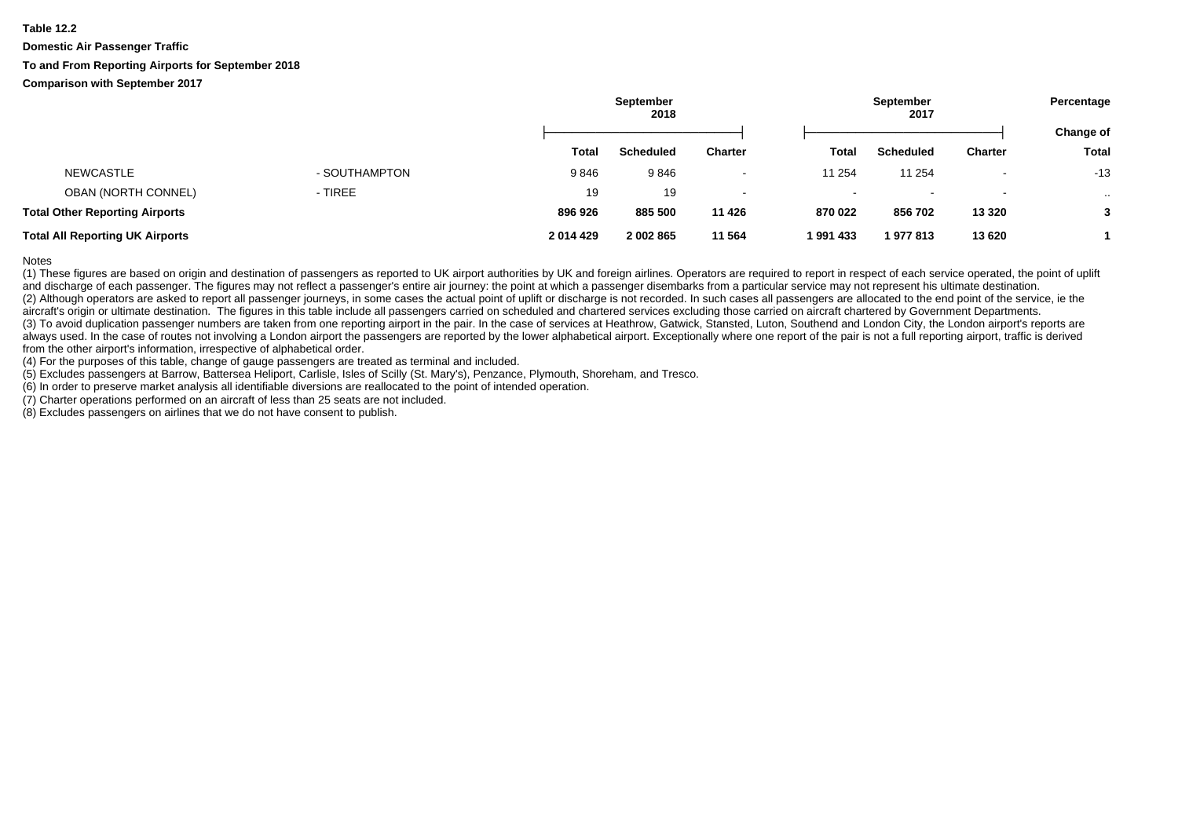**Table 12.2**

**Domestic Air Passenger Traffic**

**To and From Reporting Airports for September 2018**

**Comparison with September 2017**

| | | September 2018 | | | September 2017 | | | Percentage |
|---|---|---|---|---|---|---|---|---|
| | | **Total** | **Scheduled** | **Charter** | **Total** | **Scheduled** | **Charter** | **Change of Total** |
| NEWCASTLE | - SOUTHAMPTON | 9 846 | 9 846 | - | 11 254 | 11 254 | - | -13 |
| OBAN (NORTH CONNEL) | - TIREE | 19 | 19 | - | - | - | - | .. |
| **Total Other Reporting Airports** | | **896 926** | **885 500** | **11 426** | **870 022** | **856 702** | **13 320** | **3** |
| **Total All Reporting UK Airports** | | **2 014 429** | **2 002 865** | **11 564** | **1 991 433** | **1 977 813** | **13 620** | **1** |

Notes

(1) These figures are based on origin and destination of passengers as reported to UK airport authorities by UK and foreign airlines. Operators are required to report in respect of each service operated, the point of uplift and discharge of each passenger. The figures may not reflect a passenger's entire air journey: the point at which a passenger disembarks from a particular service may not represent his ultimate destination.

(2) Although operators are asked to report all passenger journeys, in some cases the actual point of uplift or discharge is not recorded. In such cases all passengers are allocated to the end point of the service, ie the aircraft's origin or ultimate destination. The figures in this table include all passengers carried on scheduled and chartered services excluding those carried on aircraft chartered by Government Departments.

(3) To avoid duplication passenger numbers are taken from one reporting airport in the pair. In the case of services at Heathrow, Gatwick, Stansted, Luton, Southend and London City, the London airport's reports are always used. In the case of routes not involving a London airport the passengers are reported by the lower alphabetical airport. Exceptionally where one report of the pair is not a full reporting airport, traffic is derived from the other airport's information, irrespective of alphabetical order.

(4) For the purposes of this table, change of gauge passengers are treated as terminal and included.

(5) Excludes passengers at Barrow, Battersea Heliport, Carlisle, Isles of Scilly (St. Mary's), Penzance, Plymouth, Shoreham, and Tresco.

(6) In order to preserve market analysis all identifiable diversions are reallocated to the point of intended operation.

(7) Charter operations performed on an aircraft of less than 25 seats are not included.

(8) Excludes passengers on airlines that we do not have consent to publish.